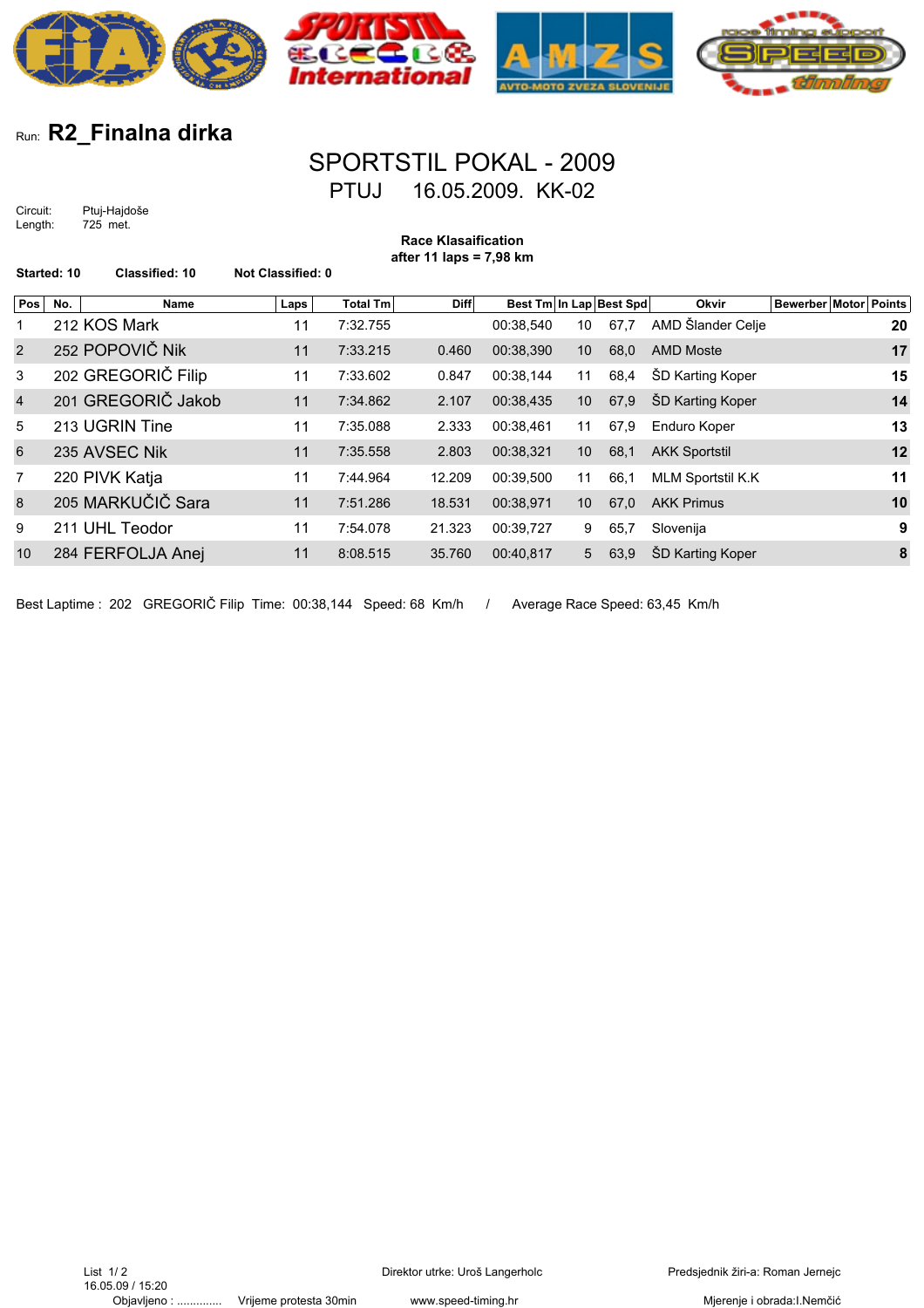Run: **R2_Finalna dirka**

# SPORTSTIL POKAL - 2009

## PTUJ 16.05.2009. KK-02

Circuit: Ptuj-Hajdoše
Length: 725 met.

**Race Klasaification**
**after 11 laps = 7,98 km**

**Started: 10** **Classified: 10** **Not Classified: 0**

| Pos | No. | Name | Laps | Total Tm | Diff | Best Tm | In Lap | Best Spd | Okvir | Bewerber | Motor | Points |
|---|---|---|---|---|---|---|---|---|---|---|---|---|
| 1 | 212 | KOS Mark | 11 | 7:32.755 | | 00:38,540 | 10 | 67,7 | AMD Šlander Celje | | | **20** |
| 2 | 252 | POPOVIČ Nik | 11 | 7:33.215 | 0.460 | 00:38,390 | 10 | 68,0 | AMD Moste | | | **17** |
| 3 | 202 | GREGORIČ Filip | 11 | 7:33.602 | 0.847 | 00:38,144 | 11 | 68,4 | ŠD Karting Koper | | | **15** |
| 4 | 201 | GREGORIČ Jakob | 11 | 7:34.862 | 2.107 | 00:38,435 | 10 | 67,9 | ŠD Karting Koper | | | **14** |
| 5 | 213 | UGRIN Tine | 11 | 7:35.088 | 2.333 | 00:38,461 | 11 | 67,9 | Enduro Koper | | | **13** |
| 6 | 235 | AVSEC Nik | 11 | 7:35.558 | 2.803 | 00:38,321 | 10 | 68,1 | AKK Sportstil | | | **12** |
| 7 | 220 | PIVK Katja | 11 | 7:44.964 | 12.209 | 00:39,500 | 11 | 66,1 | MLM Sportstil K.K | | | **11** |
| 8 | 205 | MARKUČIČ Sara | 11 | 7:51.286 | 18.531 | 00:38,971 | 10 | 67,0 | AKK Primus | | | **10** |
| 9 | 211 | UHL Teodor | 11 | 7:54.078 | 21.323 | 00:39,727 | 9 | 65,7 | Slovenija | | | **9** |
| 10 | 284 | FERFOLJA Anej | 11 | 8:08.515 | 35.760 | 00:40,817 | 5 | 63,9 | ŠD Karting Koper | | | **8** |

Best Laptime : 202 GREGORIČ Filip Time: 00:38,144 Speed: 68 Km/h / Average Race Speed: 63,45 Km/h

16.05.09 / 15:20
Objavljeno : .............. Vrijeme protesta 30min

Direktor utrke: Uroš Langerholc
www.speed-timing.hr

Predsjednik žiri-a: Roman Jernejc
Mjerenje i obrada:I.Nemčić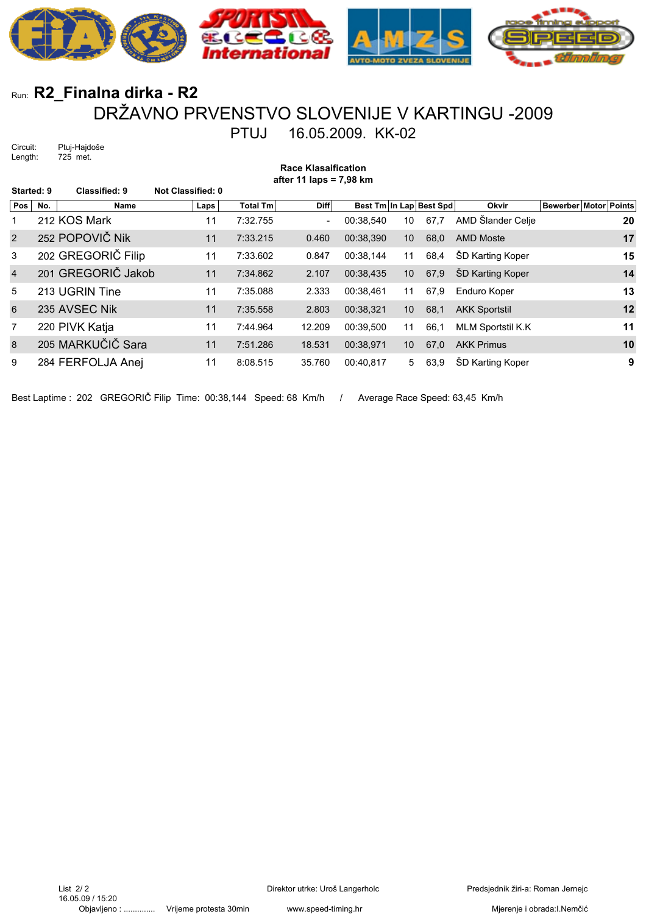Run: **R2_Finalna dirka - R2**

# DRŽAVNO PRVENSTVO SLOVENIJE V KARTINGU -2009

## PTUJ 16.05.2009. KK-02

Circuit: Ptuj-Hajdoše
Length: 725 met.

**Race Klasaification**
**after 11 laps = 7,98 km**

**Started: 9** **Classified: 9** **Not Classified: 0**

| Pos | No. | Name | Laps | Total Tm | Diff | Best Tm | In Lap | Best Spd | Okvir | Bewerber | Motor | Points |
|---|---|---|---|---|---|---|---|---|---|---|---|---|
| 1 | 212 | KOS Mark | 11 | 7:32.755 | - | 00:38,540 | 10 | 67,7 | AMD Šlander Celje | | | **20** |
| 2 | 252 | POPOVIČ Nik | 11 | 7:33.215 | 0.460 | 00:38,390 | 10 | 68,0 | AMD Moste | | | **17** |
| 3 | 202 | GREGORIČ Filip | 11 | 7:33.602 | 0.847 | 00:38,144 | 11 | 68,4 | ŠD Karting Koper | | | **15** |
| 4 | 201 | GREGORIČ Jakob | 11 | 7:34.862 | 2.107 | 00:38,435 | 10 | 67,9 | ŠD Karting Koper | | | **14** |
| 5 | 213 | UGRIN Tine | 11 | 7:35.088 | 2.333 | 00:38,461 | 11 | 67,9 | Enduro Koper | | | **13** |
| 6 | 235 | AVSEC Nik | 11 | 7:35.558 | 2.803 | 00:38,321 | 10 | 68,1 | AKK Sportstil | | | **12** |
| 7 | 220 | PIVK Katja | 11 | 7:44.964 | 12.209 | 00:39,500 | 11 | 66,1 | MLM Sportstil K.K | | | **11** |
| 8 | 205 | MARKUČIČ Sara | 11 | 7:51.286 | 18.531 | 00:38,971 | 10 | 67,0 | AKK Primus | | | **10** |
| 9 | 284 | FERFOLJA Anej | 11 | 8:08.515 | 35.760 | 00:40,817 | 5 | 63,9 | ŠD Karting Koper | | | **9** |

Best Laptime : 202 GREGORIČ Filip Time: 00:38,144 Speed: 68 Km/h / Average Race Speed: 63,45 Km/h

List 2/ 2
16.05.09 / 15:20
Objavljeno : ............. Vrijeme protesta 30min

Direktor utrke: Uroš Langerholc
www.speed-timing.hr

Predsjednik žiri-a: Roman Jernejc
Mjerenje i obrada:I.Nemčić